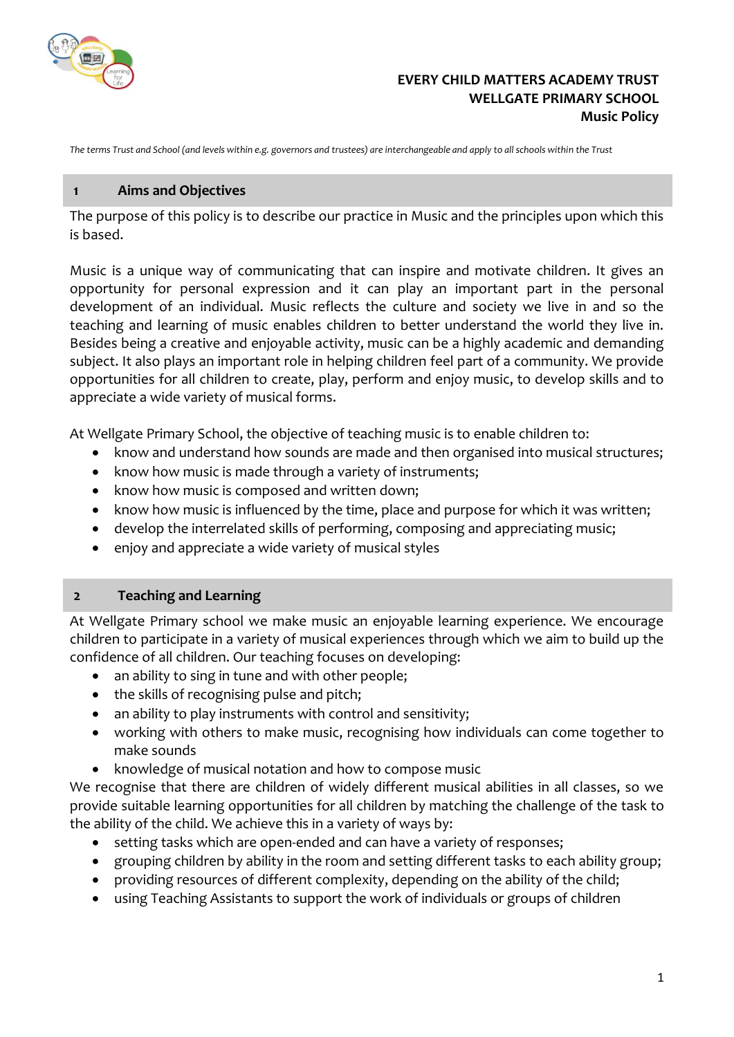**EVERY CHILD MATTERS ACADEMY TRUST**
**WELLGATE PRIMARY SCHOOL**
**Music Policy**

*The terms Trust and School (and levels within e.g. governors and trustees) are interchangeable and apply to all schools within the Trust*

## 1 Aims and Objectives

The purpose of this policy is to describe our practice in Music and the principles upon which this is based.

Music is a unique way of communicating that can inspire and motivate children. It gives an opportunity for personal expression and it can play an important part in the personal development of an individual. Music reflects the culture and society we live in and so the teaching and learning of music enables children to better understand the world they live in. Besides being a creative and enjoyable activity, music can be a highly academic and demanding subject. It also plays an important role in helping children feel part of a community. We provide opportunities for all children to create, play, perform and enjoy music, to develop skills and to appreciate a wide variety of musical forms.

At Wellgate Primary School, the objective of teaching music is to enable children to:

- know and understand how sounds are made and then organised into musical structures;
- know how music is made through a variety of instruments;
- know how music is composed and written down;
- know how music is influenced by the time, place and purpose for which it was written;
- develop the interrelated skills of performing, composing and appreciating music;
- enjoy and appreciate a wide variety of musical styles

## 2 Teaching and Learning

At Wellgate Primary school we make music an enjoyable learning experience. We encourage children to participate in a variety of musical experiences through which we aim to build up the confidence of all children. Our teaching focuses on developing:

- an ability to sing in tune and with other people;
- the skills of recognising pulse and pitch;
- an ability to play instruments with control and sensitivity;
- working with others to make music, recognising how individuals can come together to make sounds
- knowledge of musical notation and how to compose music

We recognise that there are children of widely different musical abilities in all classes, so we provide suitable learning opportunities for all children by matching the challenge of the task to the ability of the child. We achieve this in a variety of ways by:

- setting tasks which are open-ended and can have a variety of responses;
- grouping children by ability in the room and setting different tasks to each ability group;
- providing resources of different complexity, depending on the ability of the child;
- using Teaching Assistants to support the work of individuals or groups of children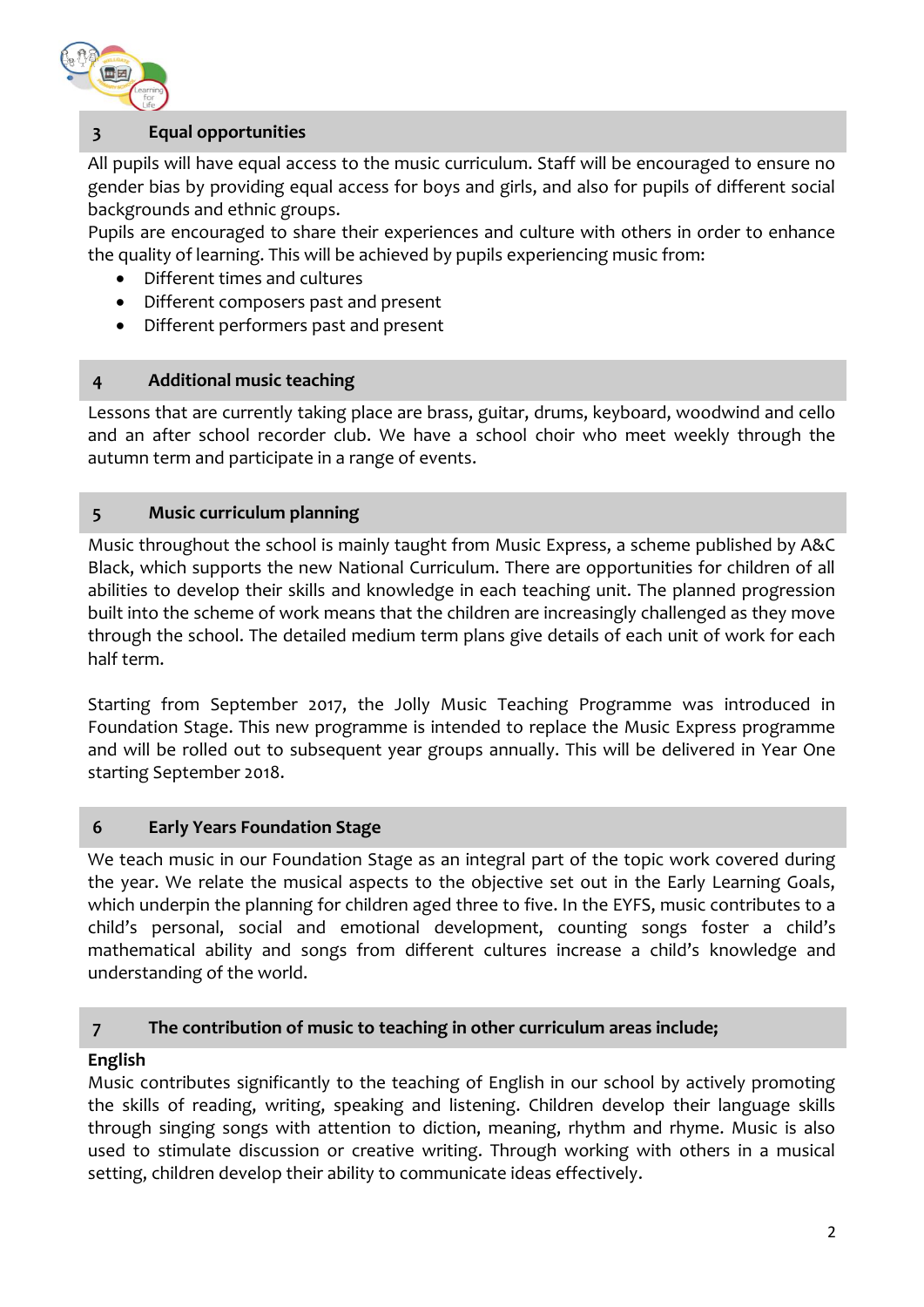## 3 Equal opportunities

All pupils will have equal access to the music curriculum. Staff will be encouraged to ensure no gender bias by providing equal access for boys and girls, and also for pupils of different social backgrounds and ethnic groups.

Pupils are encouraged to share their experiences and culture with others in order to enhance the quality of learning. This will be achieved by pupils experiencing music from:

- Different times and cultures
- Different composers past and present
- Different performers past and present

## 4 Additional music teaching

Lessons that are currently taking place are brass, guitar, drums, keyboard, woodwind and cello and an after school recorder club. We have a school choir who meet weekly through the autumn term and participate in a range of events.

## 5 Music curriculum planning

Music throughout the school is mainly taught from Music Express, a scheme published by A&C Black, which supports the new National Curriculum. There are opportunities for children of all abilities to develop their skills and knowledge in each teaching unit. The planned progression built into the scheme of work means that the children are increasingly challenged as they move through the school. The detailed medium term plans give details of each unit of work for each half term.

Starting from September 2017, the Jolly Music Teaching Programme was introduced in Foundation Stage. This new programme is intended to replace the Music Express programme and will be rolled out to subsequent year groups annually. This will be delivered in Year One starting September 2018.

## 6 Early Years Foundation Stage

We teach music in our Foundation Stage as an integral part of the topic work covered during the year. We relate the musical aspects to the objective set out in the Early Learning Goals, which underpin the planning for children aged three to five. In the EYFS, music contributes to a child's personal, social and emotional development, counting songs foster a child's mathematical ability and songs from different cultures increase a child's knowledge and understanding of the world.

## 7 The contribution of music to teaching in other curriculum areas include;

**English**

Music contributes significantly to the teaching of English in our school by actively promoting the skills of reading, writing, speaking and listening. Children develop their language skills through singing songs with attention to diction, meaning, rhythm and rhyme. Music is also used to stimulate discussion or creative writing. Through working with others in a musical setting, children develop their ability to communicate ideas effectively.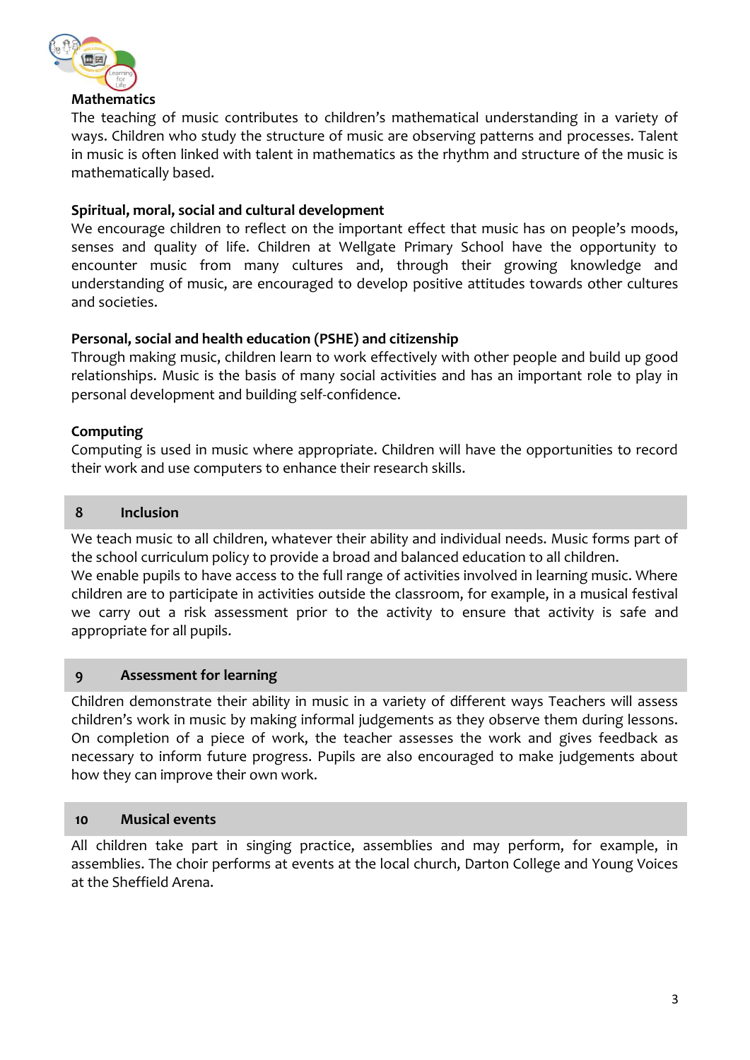**Mathematics**

The teaching of music contributes to children's mathematical understanding in a variety of ways. Children who study the structure of music are observing patterns and processes. Talent in music is often linked with talent in mathematics as the rhythm and structure of the music is mathematically based.

**Spiritual, moral, social and cultural development**

We encourage children to reflect on the important effect that music has on people's moods, senses and quality of life. Children at Wellgate Primary School have the opportunity to encounter music from many cultures and, through their growing knowledge and understanding of music, are encouraged to develop positive attitudes towards other cultures and societies.

**Personal, social and health education (PSHE) and citizenship**

Through making music, children learn to work effectively with other people and build up good relationships. Music is the basis of many social activities and has an important role to play in personal development and building self-confidence.

**Computing**

Computing is used in music where appropriate. Children will have the opportunities to record their work and use computers to enhance their research skills.

## 8 Inclusion

We teach music to all children, whatever their ability and individual needs. Music forms part of the school curriculum policy to provide a broad and balanced education to all children.
We enable pupils to have access to the full range of activities involved in learning music. Where children are to participate in activities outside the classroom, for example, in a musical festival we carry out a risk assessment prior to the activity to ensure that activity is safe and appropriate for all pupils.

## 9 Assessment for learning

Children demonstrate their ability in music in a variety of different ways Teachers will assess children's work in music by making informal judgements as they observe them during lessons. On completion of a piece of work, the teacher assesses the work and gives feedback as necessary to inform future progress. Pupils are also encouraged to make judgements about how they can improve their own work.

## 10 Musical events

All children take part in singing practice, assemblies and may perform, for example, in assemblies. The choir performs at events at the local church, Darton College and Young Voices at the Sheffield Arena.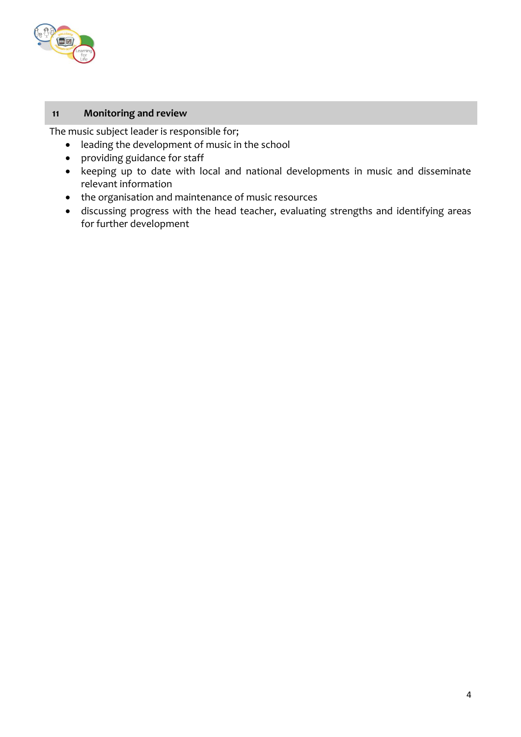## 11 Monitoring and review

The music subject leader is responsible for;

- leading the development of music in the school
- providing guidance for staff
- keeping up to date with local and national developments in music and disseminate relevant information
- the organisation and maintenance of music resources
- discussing progress with the head teacher, evaluating strengths and identifying areas for further development